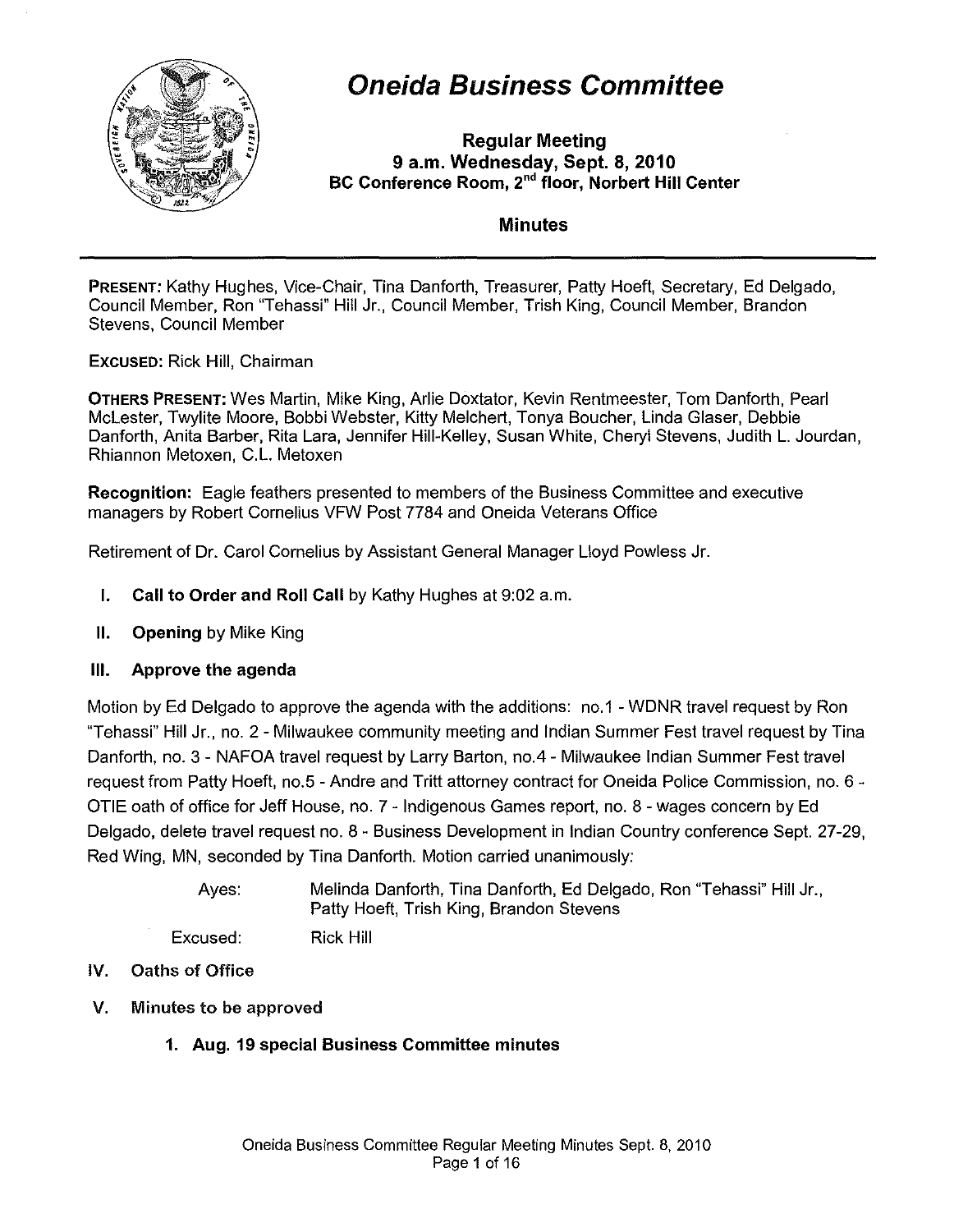# Oneida Business Committee

**Regular Meeting**
**9 a.m. Wednesday, Sept. 8, 2010**
**BC Conference Room, 2nd floor, Norbert Hill Center**

**Minutes**

---

**PRESENT:** Kathy Hughes, Vice-Chair, Tina Danforth, Treasurer, Patty Hoeft, Secretary, Ed Delgado, Council Member, Ron "Tehassi" Hill Jr., Council Member, Trish King, Council Member, Brandon Stevens, Council Member

**EXCUSED:** Rick Hill, Chairman

**OTHERS PRESENT:** Wes Martin, Mike King, Arlie Doxtator, Kevin Rentmeester, Tom Danforth, Pearl McLester, Twylite Moore, Bobbi Webster, Kitty Melchert, Tonya Boucher, Linda Glaser, Debbie Danforth, Anita Barber, Rita Lara, Jennifer Hill-Kelley, Susan White, Cheryl Stevens, Judith L. Jourdan, Rhiannon Metoxen, C.L. Metoxen

**Recognition:** Eagle feathers presented to members of the Business Committee and executive managers by Robert Cornelius VFW Post 7784 and Oneida Veterans Office

Retirement of Dr. Carol Cornelius by Assistant General Manager Lloyd Powless Jr.

I. **Call to Order and Roll Call** by Kathy Hughes at 9:02 a.m.

II. **Opening** by Mike King

III. **Approve the agenda**

Motion by Ed Delgado to approve the agenda with the additions: no.1 - WDNR travel request by Ron "Tehassi" Hill Jr., no. 2 - Milwaukee community meeting and Indian Summer Fest travel request by Tina Danforth, no. 3 - NAFOA travel request by Larry Barton, no.4 - Milwaukee Indian Summer Fest travel request from Patty Hoeft, no.5 - Andre and Tritt attorney contract for Oneida Police Commission, no. 6 - OTIE oath of office for Jeff House, no. 7 - Indigenous Games report, no. 8 - wages concern by Ed Delgado, delete travel request no. 8 - Business Development in Indian Country conference Sept. 27-29, Red Wing, MN, seconded by Tina Danforth. Motion carried unanimously:

> Ayes: Melinda Danforth, Tina Danforth, Ed Delgado, Ron "Tehassi" Hill Jr., Patty Hoeft, Trish King, Brandon Stevens
>
> Excused: Rick Hill

IV. **Oaths of Office**

V. **Minutes to be approved**

1. **Aug. 19 special Business Committee minutes**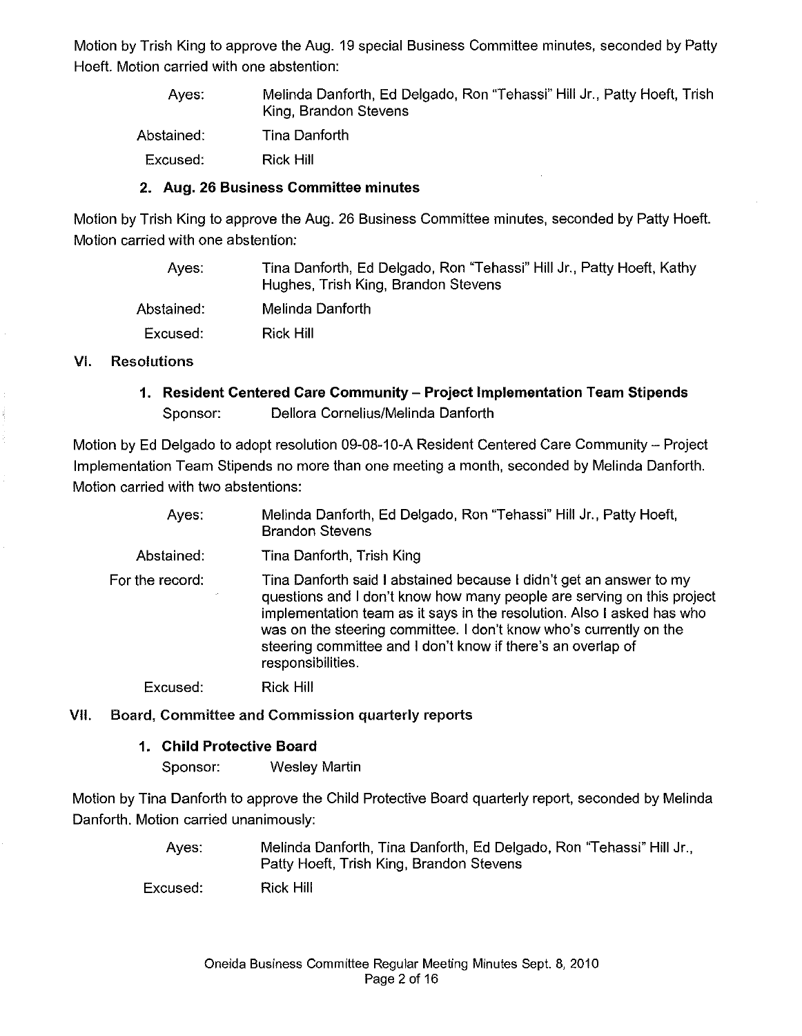Motion by Trish King to approve the Aug. 19 special Business Committee minutes, seconded by Patty Hoeft. Motion carried with one abstention:

| | |
|---|---|
| Ayes: | Melinda Danforth, Ed Delgado, Ron "Tehassi" Hill Jr., Patty Hoeft, Trish King, Brandon Stevens |
| Abstained: | Tina Danforth |
| Excused: | Rick Hill |

#### 2. Aug. 26 Business Committee minutes

Motion by Trish King to approve the Aug. 26 Business Committee minutes, seconded by Patty Hoeft. Motion carried with one abstention:

| | |
|---|---|
| Ayes: | Tina Danforth, Ed Delgado, Ron "Tehassi" Hill Jr., Patty Hoeft, Kathy Hughes, Trish King, Brandon Stevens |
| Abstained: | Melinda Danforth |
| Excused: | Rick Hill |

### VI. Resolutions

#### 1. Resident Centered Care Community – Project Implementation Team Stipends

Sponsor: Dellora Cornelius/Melinda Danforth

Motion by Ed Delgado to adopt resolution 09-08-10-A Resident Centered Care Community – Project Implementation Team Stipends no more than one meeting a month, seconded by Melinda Danforth. Motion carried with two abstentions:

| | |
|---|---|
| Ayes: | Melinda Danforth, Ed Delgado, Ron "Tehassi" Hill Jr., Patty Hoeft, Brandon Stevens |
| Abstained: | Tina Danforth, Trish King |
| For the record: | Tina Danforth said I abstained because I didn't get an answer to my questions and I don't know how many people are serving on this project implementation team as it says in the resolution. Also I asked has who was on the steering committee. I don't know who's currently on the steering committee and I don't know if there's an overlap of responsibilities. |
| Excused: | Rick Hill |

### VII. Board, Committee and Commission quarterly reports

#### 1. Child Protective Board

Sponsor: Wesley Martin

Motion by Tina Danforth to approve the Child Protective Board quarterly report, seconded by Melinda Danforth. Motion carried unanimously:

| | |
|---|---|
| Ayes: | Melinda Danforth, Tina Danforth, Ed Delgado, Ron "Tehassi" Hill Jr., Patty Hoeft, Trish King, Brandon Stevens |
| Excused: | Rick Hill |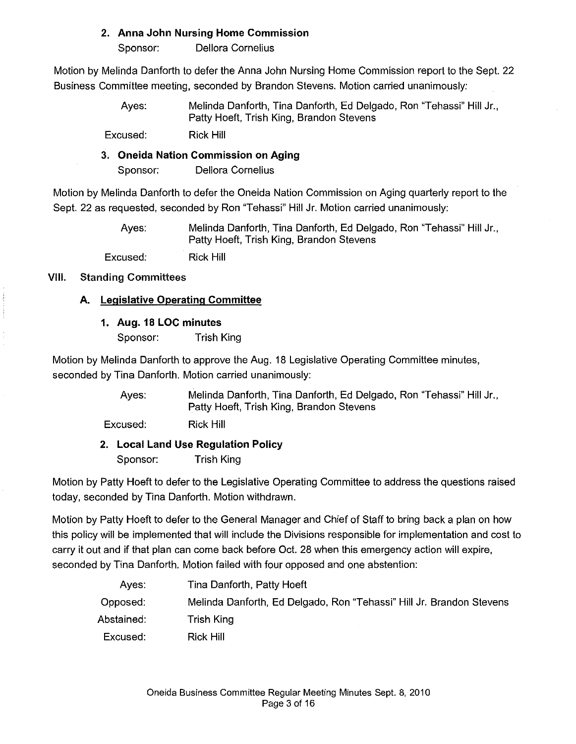### 2. Anna John Nursing Home Commission

Sponsor: Dellora Cornelius

Motion by Melinda Danforth to defer the Anna John Nursing Home Commission report to the Sept. 22 Business Committee meeting, seconded by Brandon Stevens. Motion carried unanimously:

| | |
|---|---|
| Ayes: | Melinda Danforth, Tina Danforth, Ed Delgado, Ron "Tehassi" Hill Jr., Patty Hoeft, Trish King, Brandon Stevens |
| Excused: | Rick Hill |

### 3. Oneida Nation Commission on Aging

Sponsor: Dellora Cornelius

Motion by Melinda Danforth to defer the Oneida Nation Commission on Aging quarterly report to the Sept. 22 as requested, seconded by Ron "Tehassi" Hill Jr. Motion carried unanimously:

| | |
|---|---|
| Ayes: | Melinda Danforth, Tina Danforth, Ed Delgado, Ron "Tehassi" Hill Jr., Patty Hoeft, Trish King, Brandon Stevens |
| Excused: | Rick Hill |

## VIII. Standing Committees

### A. Legislative Operating Committee

#### 1. Aug. 18 LOC minutes

Sponsor: Trish King

Motion by Melinda Danforth to approve the Aug. 18 Legislative Operating Committee minutes, seconded by Tina Danforth. Motion carried unanimously:

| | |
|---|---|
| Ayes: | Melinda Danforth, Tina Danforth, Ed Delgado, Ron "Tehassi" Hill Jr., Patty Hoeft, Trish King, Brandon Stevens |
| Excused: | Rick Hill |

#### 2. Local Land Use Regulation Policy

Sponsor: Trish King

Motion by Patty Hoeft to defer to the Legislative Operating Committee to address the questions raised today, seconded by Tina Danforth. Motion withdrawn.

Motion by Patty Hoeft to defer to the General Manager and Chief of Staff to bring back a plan on how this policy will be implemented that will include the Divisions responsible for implementation and cost to carry it out and if that plan can come back before Oct. 28 when this emergency action will expire, seconded by Tina Danforth. Motion failed with four opposed and one abstention:

| | |
|---|---|
| Ayes: | Tina Danforth, Patty Hoeft |
| Opposed: | Melinda Danforth, Ed Delgado, Ron "Tehassi" Hill Jr. Brandon Stevens |
| Abstained: | Trish King |
| Excused: | Rick Hill |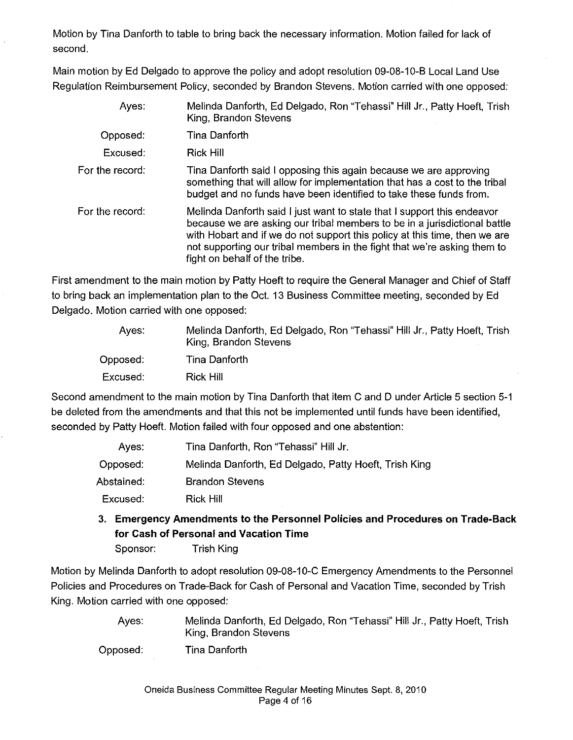Motion by Tina Danforth to table to bring back the necessary information. Motion failed for lack of second.

Main motion by Ed Delgado to approve the policy and adopt resolution 09-08-10-B Local Land Use Regulation Reimbursement Policy, seconded by Brandon Stevens. Motion carried with one opposed:

| | |
|---|---|
| Ayes: | Melinda Danforth, Ed Delgado, Ron "Tehassi" Hill Jr., Patty Hoeft, Trish King, Brandon Stevens |
| Opposed: | Tina Danforth |
| Excused: | Rick Hill |
| For the record: | Tina Danforth said I opposing this again because we are approving something that will allow for implementation that has a cost to the tribal budget and no funds have been identified to take these funds from. |
| For the record: | Melinda Danforth said I just want to state that I support this endeavor because we are asking our tribal members to be in a jurisdictional battle with Hobart and if we do not support this policy at this time, then we are not supporting our tribal members in the fight that we're asking them to fight on behalf of the tribe. |

First amendment to the main motion by Patty Hoeft to require the General Manager and Chief of Staff to bring back an implementation plan to the Oct. 13 Business Committee meeting, seconded by Ed Delgado. Motion carried with one opposed:

| | |
|---|---|
| Ayes: | Melinda Danforth, Ed Delgado, Ron "Tehassi" Hill Jr., Patty Hoeft, Trish King, Brandon Stevens |
| Opposed: | Tina Danforth |
| Excused: | Rick Hill |

Second amendment to the main motion by Tina Danforth that item C and D under Article 5 section 5-1 be deleted from the amendments and that this not be implemented until funds have been identified, seconded by Patty Hoeft. Motion failed with four opposed and one abstention:

| | |
|---|---|
| Ayes: | Tina Danforth, Ron "Tehassi" Hill Jr. |
| Opposed: | Melinda Danforth, Ed Delgado, Patty Hoeft, Trish King |
| Abstained: | Brandon Stevens |
| Excused: | Rick Hill |

### 3. Emergency Amendments to the Personnel Policies and Procedures on Trade-Back for Cash of Personal and Vacation Time

Sponsor: Trish King

Motion by Melinda Danforth to adopt resolution 09-08-10-C Emergency Amendments to the Personnel Policies and Procedures on Trade-Back for Cash of Personal and Vacation Time, seconded by Trish King. Motion carried with one opposed:

| | |
|---|---|
| Ayes: | Melinda Danforth, Ed Delgado, Ron "Tehassi" Hill Jr., Patty Hoeft, Trish King, Brandon Stevens |
| Opposed: | Tina Danforth |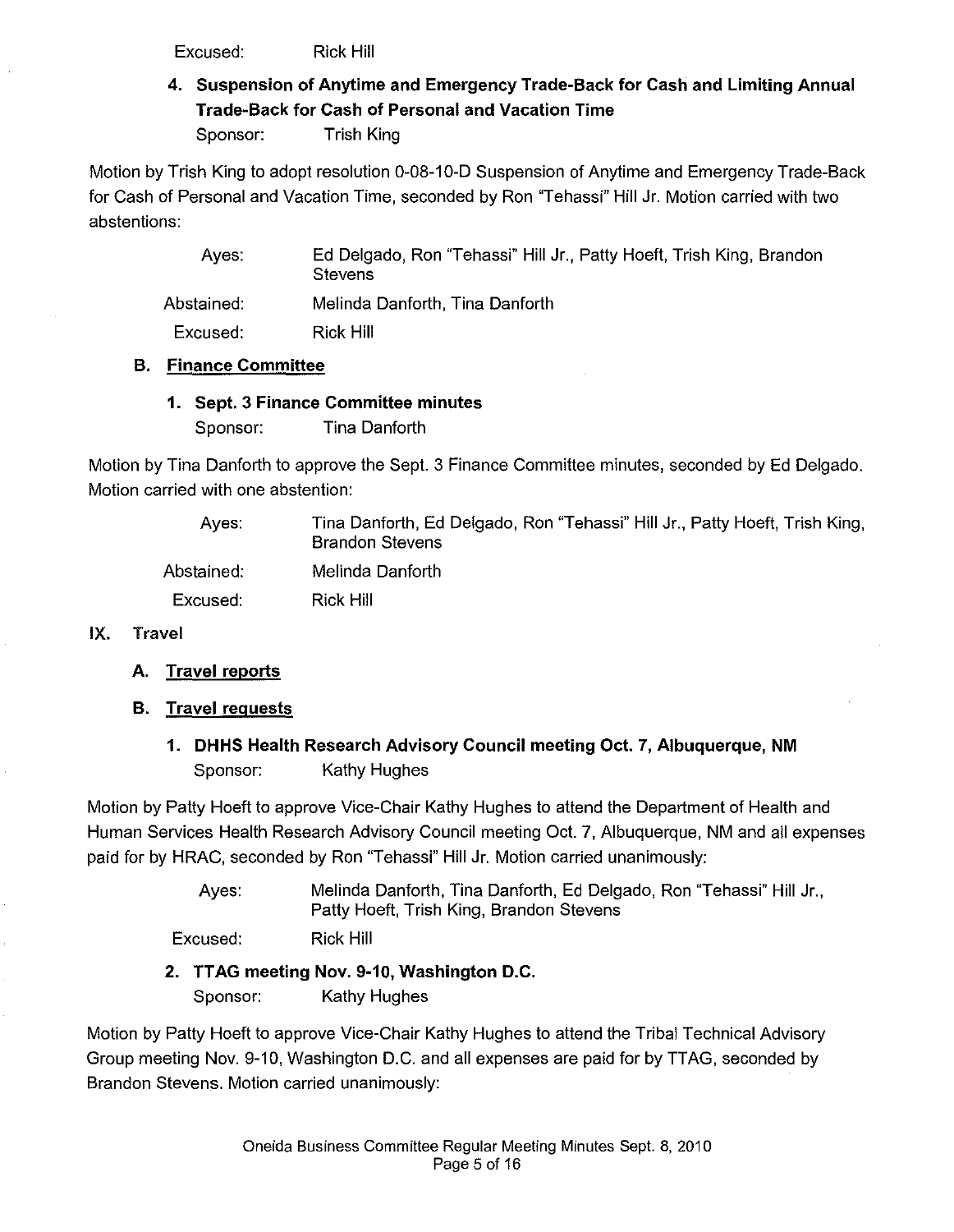Excused: Rick Hill

**4. Suspension of Anytime and Emergency Trade-Back for Cash and Limiting Annual Trade-Back for Cash of Personal and Vacation Time**

Sponsor: Trish King

Motion by Trish King to adopt resolution 0-08-10-D Suspension of Anytime and Emergency Trade-Back for Cash of Personal and Vacation Time, seconded by Ron "Tehassi" Hill Jr. Motion carried with two abstentions:

Ayes: Ed Delgado, Ron "Tehassi" Hill Jr., Patty Hoeft, Trish King, Brandon Stevens

Abstained: Melinda Danforth, Tina Danforth

Excused: Rick Hill

### B. Finance Committee

**1. Sept. 3 Finance Committee minutes**

Sponsor: Tina Danforth

Motion by Tina Danforth to approve the Sept. 3 Finance Committee minutes, seconded by Ed Delgado. Motion carried with one abstention:

Ayes: Tina Danforth, Ed Delgado, Ron "Tehassi" Hill Jr., Patty Hoeft, Trish King, Brandon Stevens

Abstained: Melinda Danforth

Excused: Rick Hill

## IX. Travel

### A. Travel reports

### B. Travel requests

**1. DHHS Health Research Advisory Council meeting Oct. 7, Albuquerque, NM**

Sponsor: Kathy Hughes

Motion by Patty Hoeft to approve Vice-Chair Kathy Hughes to attend the Department of Health and Human Services Health Research Advisory Council meeting Oct. 7, Albuquerque, NM and all expenses paid for by HRAC, seconded by Ron "Tehassi" Hill Jr. Motion carried unanimously:

Ayes: Melinda Danforth, Tina Danforth, Ed Delgado, Ron "Tehassi" Hill Jr., Patty Hoeft, Trish King, Brandon Stevens

Excused: Rick Hill

**2. TTAG meeting Nov. 9-10, Washington D.C.**

Sponsor: Kathy Hughes

Motion by Patty Hoeft to approve Vice-Chair Kathy Hughes to attend the Tribal Technical Advisory Group meeting Nov. 9-10, Washington D.C. and all expenses are paid for by TTAG, seconded by Brandon Stevens. Motion carried unanimously: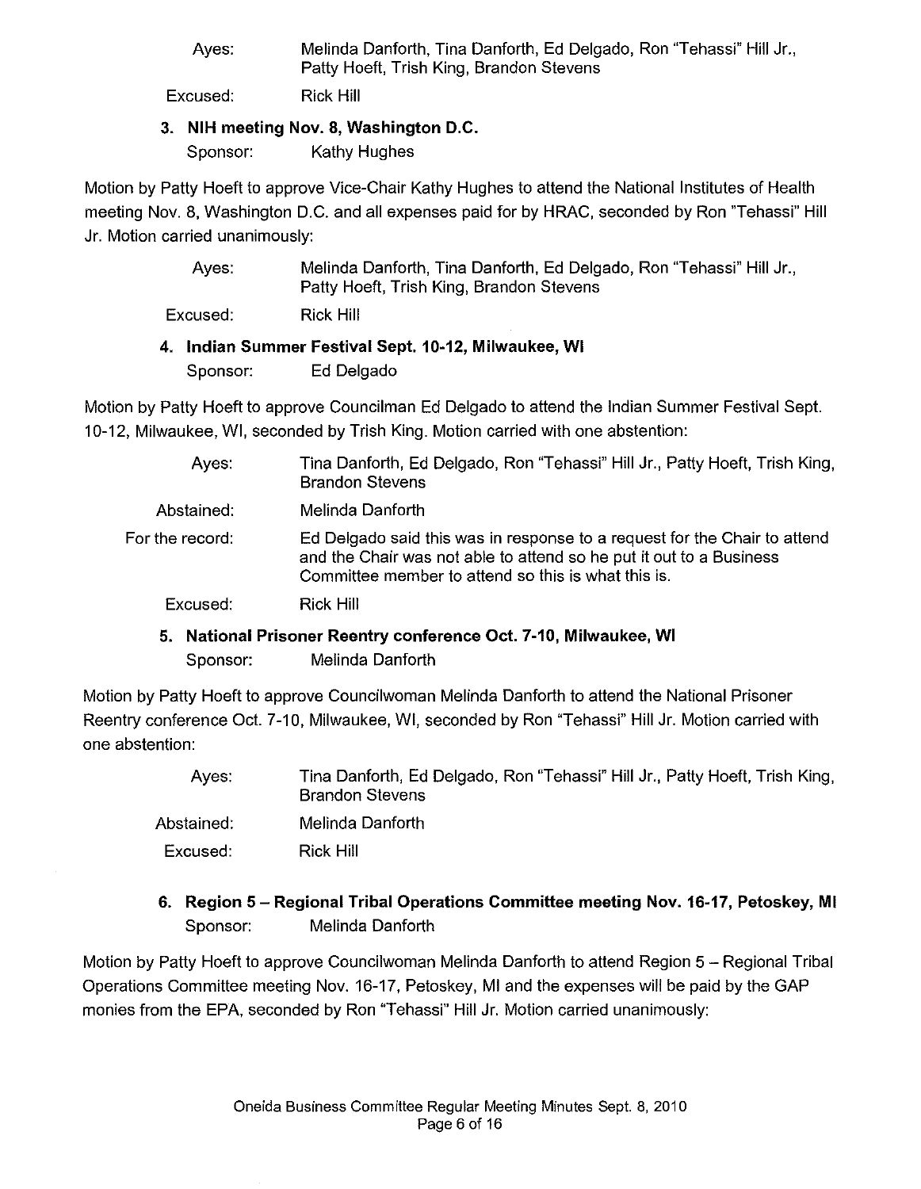Ayes: Melinda Danforth, Tina Danforth, Ed Delgado, Ron "Tehassi" Hill Jr., Patty Hoeft, Trish King, Brandon Stevens

Excused: Rick Hill

**3. NIH meeting Nov. 8, Washington D.C.**

Sponsor: Kathy Hughes

Motion by Patty Hoeft to approve Vice-Chair Kathy Hughes to attend the National Institutes of Health meeting Nov. 8, Washington D.C. and all expenses paid for by HRAC, seconded by Ron "Tehassi" Hill Jr. Motion carried unanimously:

Ayes: Melinda Danforth, Tina Danforth, Ed Delgado, Ron "Tehassi" Hill Jr., Patty Hoeft, Trish King, Brandon Stevens

Excused: Rick Hill

**4. Indian Summer Festival Sept. 10-12, Milwaukee, WI**

Sponsor: Ed Delgado

Motion by Patty Hoeft to approve Councilman Ed Delgado to attend the Indian Summer Festival Sept. 10-12, Milwaukee, WI, seconded by Trish King. Motion carried with one abstention:

Ayes: Tina Danforth, Ed Delgado, Ron "Tehassi" Hill Jr., Patty Hoeft, Trish King, Brandon Stevens

Abstained: Melinda Danforth

For the record: Ed Delgado said this was in response to a request for the Chair to attend and the Chair was not able to attend so he put it out to a Business Committee member to attend so this is what this is.

Excused: Rick Hill

**5. National Prisoner Reentry conference Oct. 7-10, Milwaukee, WI**

Sponsor: Melinda Danforth

Motion by Patty Hoeft to approve Councilwoman Melinda Danforth to attend the National Prisoner Reentry conference Oct. 7-10, Milwaukee, WI, seconded by Ron "Tehassi" Hill Jr. Motion carried with one abstention:

Ayes: Tina Danforth, Ed Delgado, Ron "Tehassi" Hill Jr., Patty Hoeft, Trish King, Brandon Stevens

Abstained: Melinda Danforth

Excused: Rick Hill

**6. Region 5 – Regional Tribal Operations Committee meeting Nov. 16-17, Petoskey, MI**

Sponsor: Melinda Danforth

Motion by Patty Hoeft to approve Councilwoman Melinda Danforth to attend Region 5 – Regional Tribal Operations Committee meeting Nov. 16-17, Petoskey, MI and the expenses will be paid by the GAP monies from the EPA, seconded by Ron "Tehassi" Hill Jr. Motion carried unanimously: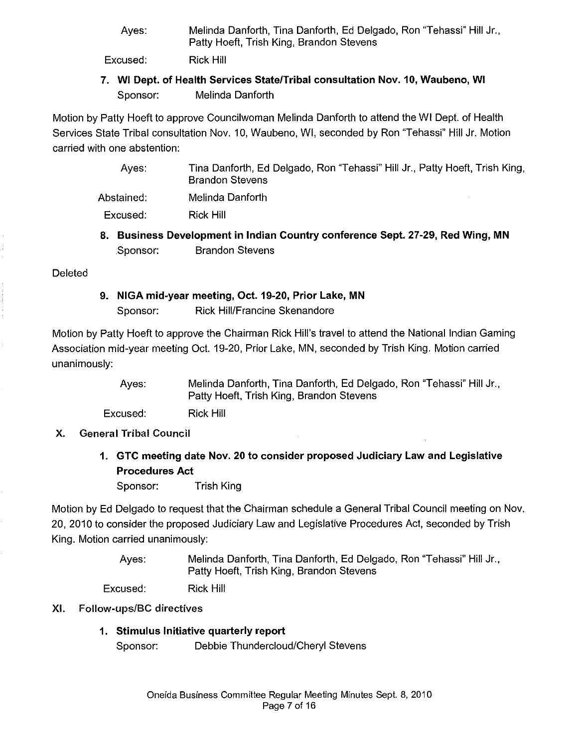| | |
|---|---|
| Ayes: | Melinda Danforth, Tina Danforth, Ed Delgado, Ron "Tehassi" Hill Jr., Patty Hoeft, Trish King, Brandon Stevens |
| Excused: | Rick Hill |

### 7. WI Dept. of Health Services State/Tribal consultation Nov. 10, Waubeno, WI

Sponsor: Melinda Danforth

Motion by Patty Hoeft to approve Councilwoman Melinda Danforth to attend the WI Dept. of Health Services State Tribal consultation Nov. 10, Waubeno, WI, seconded by Ron "Tehassi" Hill Jr. Motion carried with one abstention:

| | |
|---|---|
| Ayes: | Tina Danforth, Ed Delgado, Ron "Tehassi" Hill Jr., Patty Hoeft, Trish King, Brandon Stevens |
| Abstained: | Melinda Danforth |
| Excused: | Rick Hill |

### 8. Business Development in Indian Country conference Sept. 27-29, Red Wing, MN

Sponsor: Brandon Stevens

Deleted

### 9. NIGA mid-year meeting, Oct. 19-20, Prior Lake, MN

Sponsor: Rick Hill/Francine Skenandore

Motion by Patty Hoeft to approve the Chairman Rick Hill's travel to attend the National Indian Gaming Association mid-year meeting Oct. 19-20, Prior Lake, MN, seconded by Trish King. Motion carried unanimously:

| | |
|---|---|
| Ayes: | Melinda Danforth, Tina Danforth, Ed Delgado, Ron "Tehassi" Hill Jr., Patty Hoeft, Trish King, Brandon Stevens |
| Excused: | Rick Hill |

## X. General Tribal Council

### 1. GTC meeting date Nov. 20 to consider proposed Judiciary Law and Legislative Procedures Act

Sponsor: Trish King

Motion by Ed Delgado to request that the Chairman schedule a General Tribal Council meeting on Nov. 20, 2010 to consider the proposed Judiciary Law and Legislative Procedures Act, seconded by Trish King. Motion carried unanimously:

| | |
|---|---|
| Ayes: | Melinda Danforth, Tina Danforth, Ed Delgado, Ron "Tehassi" Hill Jr., Patty Hoeft, Trish King, Brandon Stevens |
| Excused: | Rick Hill |

## XI. Follow-ups/BC directives

### 1. Stimulus Initiative quarterly report

Sponsor: Debbie Thundercloud/Cheryl Stevens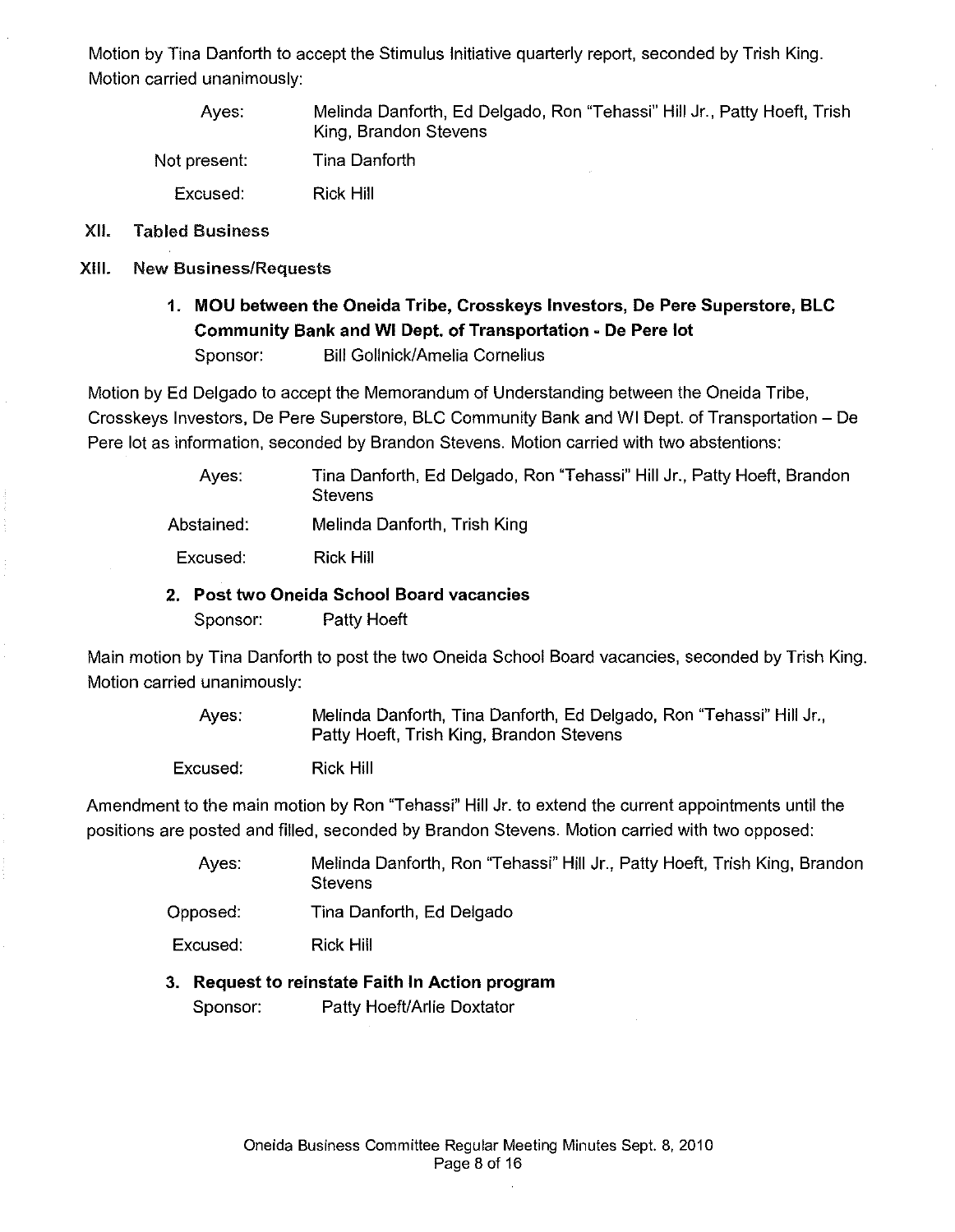Motion by Tina Danforth to accept the Stimulus Initiative quarterly report, seconded by Trish King. Motion carried unanimously:

| | |
|---|---|
| Ayes: | Melinda Danforth, Ed Delgado, Ron "Tehassi" Hill Jr., Patty Hoeft, Trish King, Brandon Stevens |
| Not present: | Tina Danforth |
| Excused: | Rick Hill |

## XII. Tabled Business

## XIII. New Business/Requests

### 1. MOU between the Oneida Tribe, Crosskeys Investors, De Pere Superstore, BLC Community Bank and WI Dept. of Transportation - De Pere lot

Sponsor: Bill Gollnick/Amelia Cornelius

Motion by Ed Delgado to accept the Memorandum of Understanding between the Oneida Tribe, Crosskeys Investors, De Pere Superstore, BLC Community Bank and WI Dept. of Transportation – De Pere lot as information, seconded by Brandon Stevens. Motion carried with two abstentions:

| | |
|---|---|
| Ayes: | Tina Danforth, Ed Delgado, Ron "Tehassi" Hill Jr., Patty Hoeft, Brandon Stevens |
| Abstained: | Melinda Danforth, Trish King |
| Excused: | Rick Hill |

### 2. Post two Oneida School Board vacancies

Sponsor: Patty Hoeft

Main motion by Tina Danforth to post the two Oneida School Board vacancies, seconded by Trish King. Motion carried unanimously:

| | |
|---|---|
| Ayes: | Melinda Danforth, Tina Danforth, Ed Delgado, Ron "Tehassi" Hill Jr., Patty Hoeft, Trish King, Brandon Stevens |
| Excused: | Rick Hill |

Amendment to the main motion by Ron "Tehassi" Hill Jr. to extend the current appointments until the positions are posted and filled, seconded by Brandon Stevens. Motion carried with two opposed:

| | |
|---|---|
| Ayes: | Melinda Danforth, Ron "Tehassi" Hill Jr., Patty Hoeft, Trish King, Brandon Stevens |
| Opposed: | Tina Danforth, Ed Delgado |
| Excused: | Rick Hill |

### 3. Request to reinstate Faith In Action program

Sponsor: Patty Hoeft/Arlie Doxtator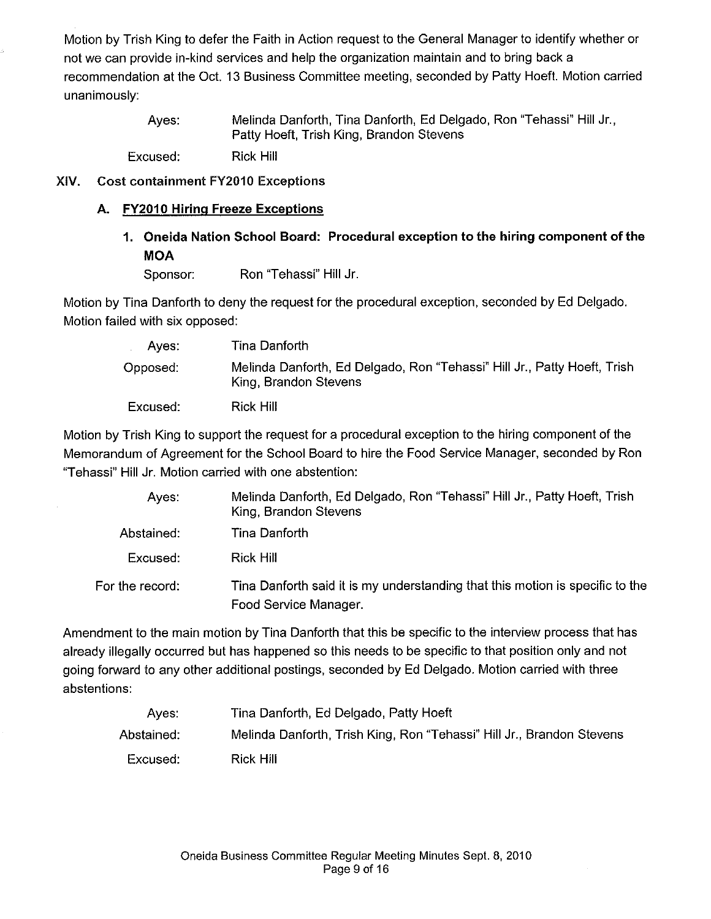Motion by Trish King to defer the Faith in Action request to the General Manager to identify whether or not we can provide in-kind services and help the organization maintain and to bring back a recommendation at the Oct. 13 Business Committee meeting, seconded by Patty Hoeft. Motion carried unanimously:

| | |
|---|---|
| Ayes: | Melinda Danforth, Tina Danforth, Ed Delgado, Ron "Tehassi" Hill Jr., Patty Hoeft, Trish King, Brandon Stevens |
| Excused: | Rick Hill |

## XIV. Cost containment FY2010 Exceptions

### A. FY2010 Hiring Freeze Exceptions

#### 1. Oneida Nation School Board: Procedural exception to the hiring component of the MOA

Sponsor: Ron "Tehassi" Hill Jr.

Motion by Tina Danforth to deny the request for the procedural exception, seconded by Ed Delgado. Motion failed with six opposed:

| | |
|---|---|
| Ayes: | Tina Danforth |
| Opposed: | Melinda Danforth, Ed Delgado, Ron "Tehassi" Hill Jr., Patty Hoeft, Trish King, Brandon Stevens |
| Excused: | Rick Hill |

Motion by Trish King to support the request for a procedural exception to the hiring component of the Memorandum of Agreement for the School Board to hire the Food Service Manager, seconded by Ron "Tehassi" Hill Jr. Motion carried with one abstention:

| | |
|---|---|
| Ayes: | Melinda Danforth, Ed Delgado, Ron "Tehassi" Hill Jr., Patty Hoeft, Trish King, Brandon Stevens |
| Abstained: | Tina Danforth |
| Excused: | Rick Hill |
| For the record: | Tina Danforth said it is my understanding that this motion is specific to the Food Service Manager. |

Amendment to the main motion by Tina Danforth that this be specific to the interview process that has already illegally occurred but has happened so this needs to be specific to that position only and not going forward to any other additional postings, seconded by Ed Delgado. Motion carried with three abstentions:

| | |
|---|---|
| Ayes: | Tina Danforth, Ed Delgado, Patty Hoeft |
| Abstained: | Melinda Danforth, Trish King, Ron "Tehassi" Hill Jr., Brandon Stevens |
| Excused: | Rick Hill |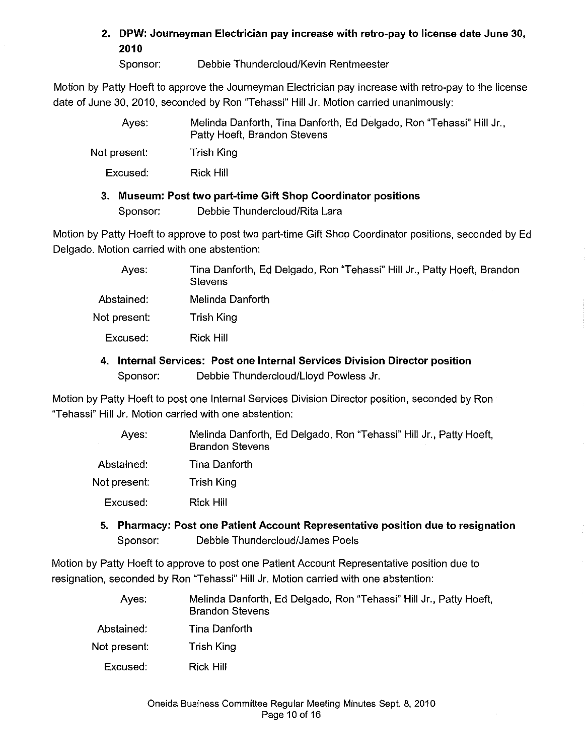**2. DPW: Journeyman Electrician pay increase with retro-pay to license date June 30, 2010**

Sponsor: Debbie Thundercloud/Kevin Rentmeester

Motion by Patty Hoeft to approve the Journeyman Electrician pay increase with retro-pay to the license date of June 30, 2010, seconded by Ron "Tehassi" Hill Jr. Motion carried unanimously:

| | |
|---|---|
| Ayes: | Melinda Danforth, Tina Danforth, Ed Delgado, Ron "Tehassi" Hill Jr., Patty Hoeft, Brandon Stevens |
| Not present: | Trish King |
| Excused: | Rick Hill |

**3. Museum: Post two part-time Gift Shop Coordinator positions**

Sponsor: Debbie Thundercloud/Rita Lara

Motion by Patty Hoeft to approve to post two part-time Gift Shop Coordinator positions, seconded by Ed Delgado. Motion carried with one abstention:

| | |
|---|---|
| Ayes: | Tina Danforth, Ed Delgado, Ron "Tehassi" Hill Jr., Patty Hoeft, Brandon Stevens |
| Abstained: | Melinda Danforth |
| Not present: | Trish King |
| Excused: | Rick Hill |

**4. Internal Services: Post one Internal Services Division Director position**

Sponsor: Debbie Thundercloud/Lloyd Powless Jr.

Motion by Patty Hoeft to post one Internal Services Division Director position, seconded by Ron "Tehassi" Hill Jr. Motion carried with one abstention:

| | |
|---|---|
| Ayes: | Melinda Danforth, Ed Delgado, Ron "Tehassi" Hill Jr., Patty Hoeft, Brandon Stevens |
| Abstained: | Tina Danforth |
| Not present: | Trish King |
| Excused: | Rick Hill |

**5. Pharmacy: Post one Patient Account Representative position due to resignation**

Sponsor: Debbie Thundercloud/James Poels

Motion by Patty Hoeft to approve to post one Patient Account Representative position due to resignation, seconded by Ron "Tehassi" Hill Jr. Motion carried with one abstention:

| | |
|---|---|
| Ayes: | Melinda Danforth, Ed Delgado, Ron "Tehassi" Hill Jr., Patty Hoeft, Brandon Stevens |
| Abstained: | Tina Danforth |
| Not present: | Trish King |
| Excused: | Rick Hill |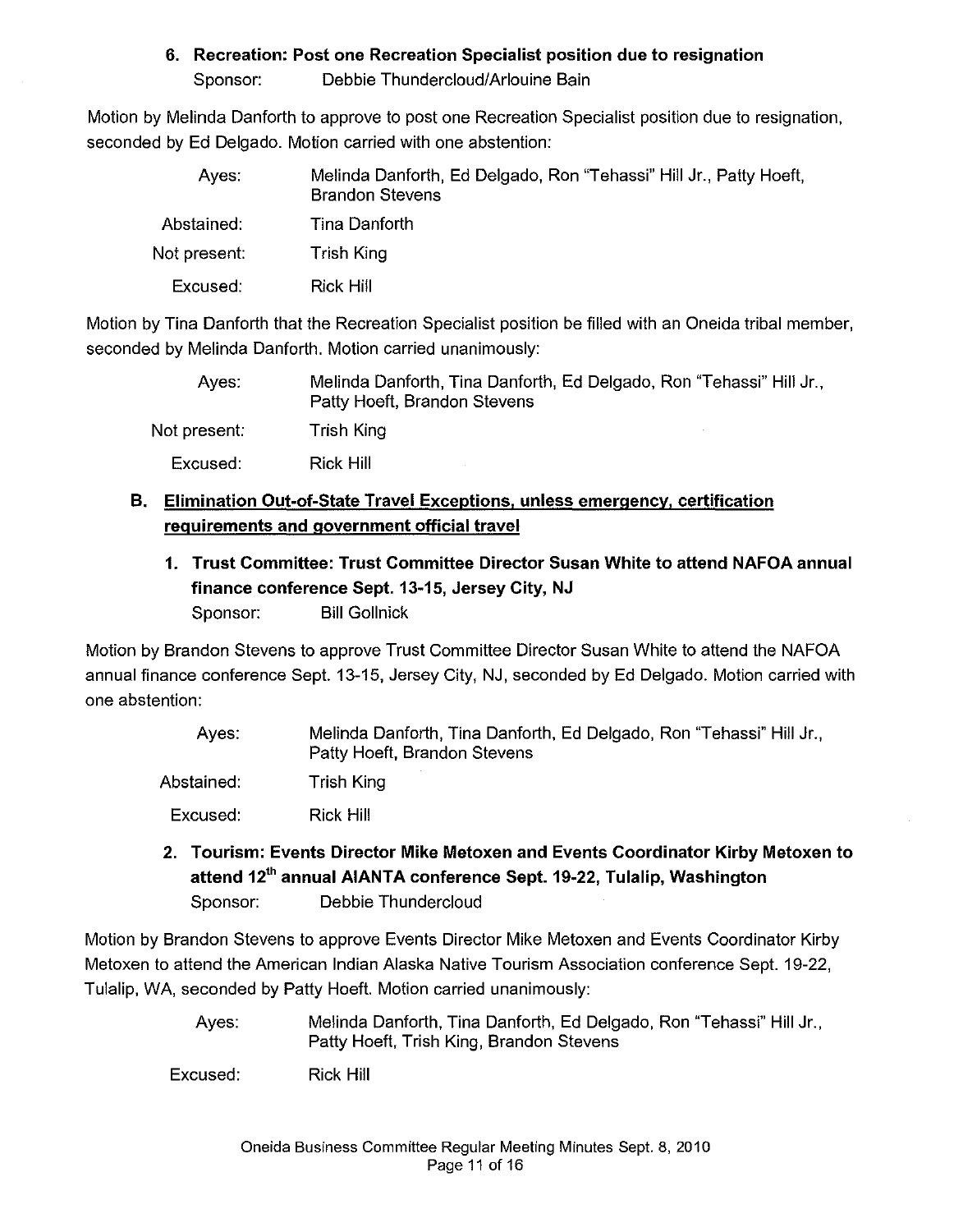### 6. Recreation: Post one Recreation Specialist position due to resignation

Sponsor: Debbie Thundercloud/Arlouine Bain

Motion by Melinda Danforth to approve to post one Recreation Specialist position due to resignation, seconded by Ed Delgado. Motion carried with one abstention:

| | |
|---|---|
| Ayes: | Melinda Danforth, Ed Delgado, Ron "Tehassi" Hill Jr., Patty Hoeft, Brandon Stevens |
| Abstained: | Tina Danforth |
| Not present: | Trish King |
| Excused: | Rick Hill |

Motion by Tina Danforth that the Recreation Specialist position be filled with an Oneida tribal member, seconded by Melinda Danforth. Motion carried unanimously:

| | |
|---|---|
| Ayes: | Melinda Danforth, Tina Danforth, Ed Delgado, Ron "Tehassi" Hill Jr., Patty Hoeft, Brandon Stevens |
| Not present: | Trish King |
| Excused: | Rick Hill |

## B. Elimination Out-of-State Travel Exceptions, unless emergency, certification requirements and government official travel

### 1. Trust Committee: Trust Committee Director Susan White to attend NAFOA annual finance conference Sept. 13-15, Jersey City, NJ

Sponsor: Bill Gollnick

Motion by Brandon Stevens to approve Trust Committee Director Susan White to attend the NAFOA annual finance conference Sept. 13-15, Jersey City, NJ, seconded by Ed Delgado. Motion carried with one abstention:

| | |
|---|---|
| Ayes: | Melinda Danforth, Tina Danforth, Ed Delgado, Ron "Tehassi" Hill Jr., Patty Hoeft, Brandon Stevens |
| Abstained: | Trish King |
| Excused: | Rick Hill |

### 2. Tourism: Events Director Mike Metoxen and Events Coordinator Kirby Metoxen to attend 12th annual AIANTA conference Sept. 19-22, Tulalip, Washington

Sponsor: Debbie Thundercloud

Motion by Brandon Stevens to approve Events Director Mike Metoxen and Events Coordinator Kirby Metoxen to attend the American Indian Alaska Native Tourism Association conference Sept. 19-22, Tulalip, WA, seconded by Patty Hoeft. Motion carried unanimously:

| | |
|---|---|
| Ayes: | Melinda Danforth, Tina Danforth, Ed Delgado, Ron "Tehassi" Hill Jr., Patty Hoeft, Trish King, Brandon Stevens |
| Excused: | Rick Hill |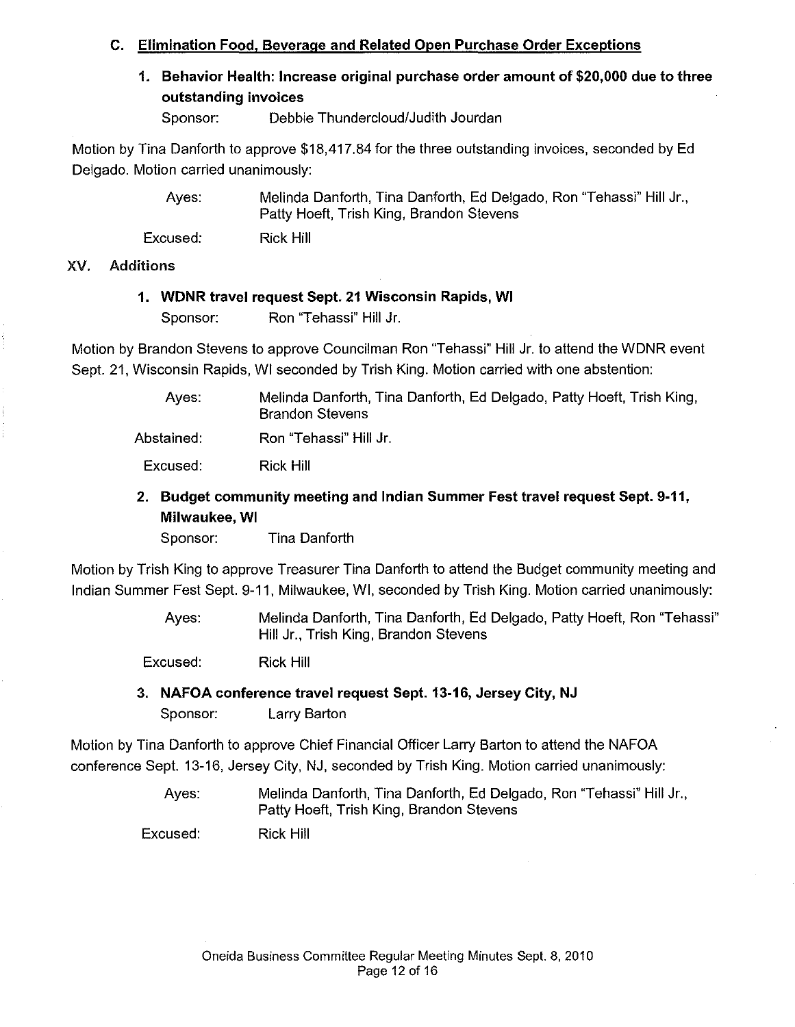### C. Elimination Food, Beverage and Related Open Purchase Order Exceptions

**1. Behavior Health: Increase original purchase order amount of $20,000 due to three outstanding invoices**

Sponsor: Debbie Thundercloud/Judith Jourdan

Motion by Tina Danforth to approve $18,417.84 for the three outstanding invoices, seconded by Ed Delgado. Motion carried unanimously:

Ayes: Melinda Danforth, Tina Danforth, Ed Delgado, Ron "Tehassi" Hill Jr., Patty Hoeft, Trish King, Brandon Stevens

Excused: Rick Hill

## XV. Additions

**1. WDNR travel request Sept. 21 Wisconsin Rapids, WI**

Sponsor: Ron "Tehassi" Hill Jr.

Motion by Brandon Stevens to approve Councilman Ron "Tehassi" Hill Jr. to attend the WDNR event Sept. 21, Wisconsin Rapids, WI seconded by Trish King. Motion carried with one abstention:

Ayes: Melinda Danforth, Tina Danforth, Ed Delgado, Patty Hoeft, Trish King, Brandon Stevens

Abstained: Ron "Tehassi" Hill Jr.

Excused: Rick Hill

**2. Budget community meeting and Indian Summer Fest travel request Sept. 9-11, Milwaukee, WI**

Sponsor: Tina Danforth

Motion by Trish King to approve Treasurer Tina Danforth to attend the Budget community meeting and Indian Summer Fest Sept. 9-11, Milwaukee, WI, seconded by Trish King. Motion carried unanimously:

Ayes: Melinda Danforth, Tina Danforth, Ed Delgado, Patty Hoeft, Ron "Tehassi" Hill Jr., Trish King, Brandon Stevens

Excused: Rick Hill

**3. NAFOA conference travel request Sept. 13-16, Jersey City, NJ**

Sponsor: Larry Barton

Motion by Tina Danforth to approve Chief Financial Officer Larry Barton to attend the NAFOA conference Sept. 13-16, Jersey City, NJ, seconded by Trish King. Motion carried unanimously:

Ayes: Melinda Danforth, Tina Danforth, Ed Delgado, Ron "Tehassi" Hill Jr., Patty Hoeft, Trish King, Brandon Stevens

Excused: Rick Hill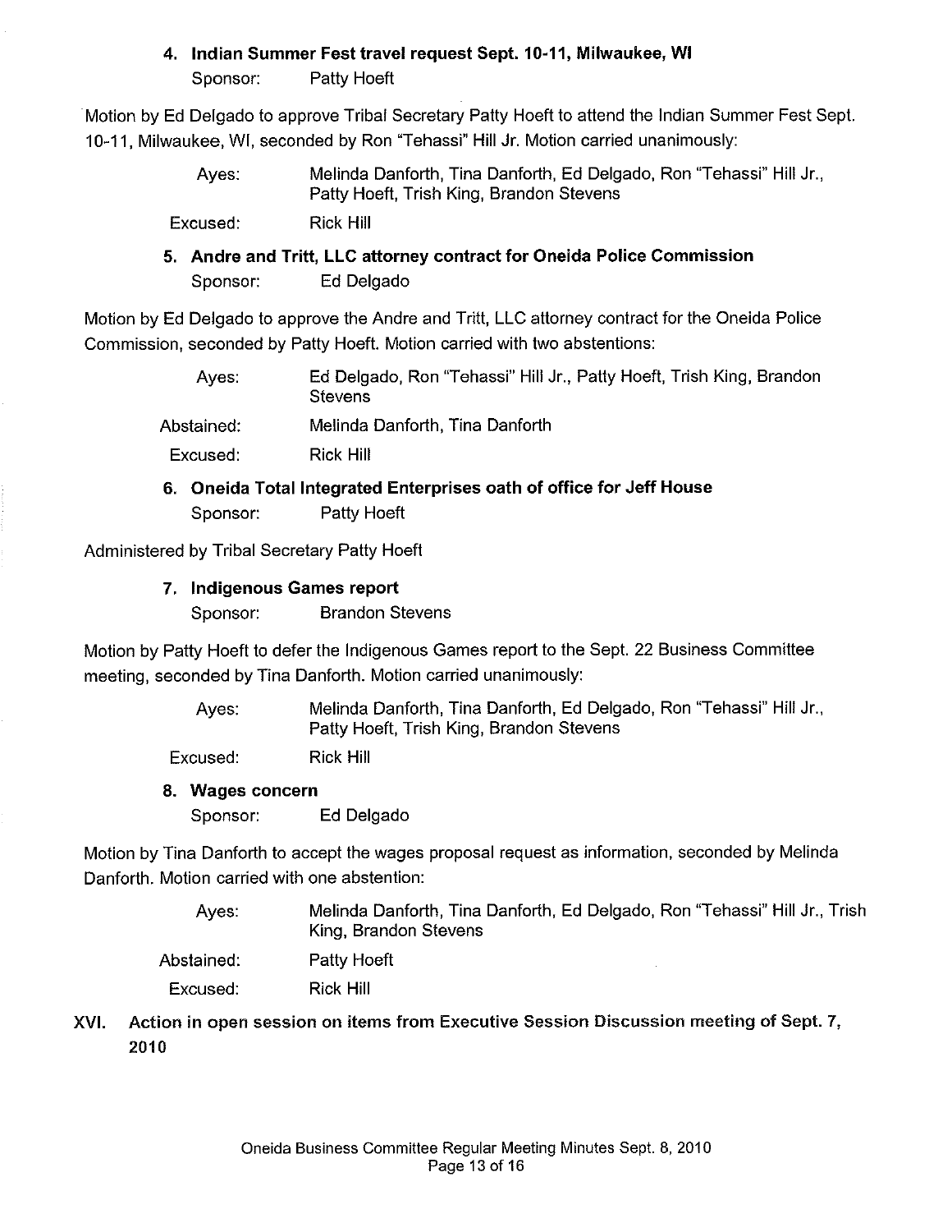**4. Indian Summer Fest travel request Sept. 10-11, Milwaukee, WI**

Sponsor: Patty Hoeft

Motion by Ed Delgado to approve Tribal Secretary Patty Hoeft to attend the Indian Summer Fest Sept. 10-11, Milwaukee, WI, seconded by Ron "Tehassi" Hill Jr. Motion carried unanimously:

Ayes: Melinda Danforth, Tina Danforth, Ed Delgado, Ron "Tehassi" Hill Jr., Patty Hoeft, Trish King, Brandon Stevens

Excused: Rick Hill

**5. Andre and Tritt, LLC attorney contract for Oneida Police Commission**

Sponsor: Ed Delgado

Motion by Ed Delgado to approve the Andre and Tritt, LLC attorney contract for the Oneida Police Commission, seconded by Patty Hoeft. Motion carried with two abstentions:

Ayes: Ed Delgado, Ron "Tehassi" Hill Jr., Patty Hoeft, Trish King, Brandon Stevens

Abstained: Melinda Danforth, Tina Danforth

Excused: Rick Hill

**6. Oneida Total Integrated Enterprises oath of office for Jeff House**

Sponsor: Patty Hoeft

Administered by Tribal Secretary Patty Hoeft

**7. Indigenous Games report**

Sponsor: Brandon Stevens

Motion by Patty Hoeft to defer the Indigenous Games report to the Sept. 22 Business Committee meeting, seconded by Tina Danforth. Motion carried unanimously:

Ayes: Melinda Danforth, Tina Danforth, Ed Delgado, Ron "Tehassi" Hill Jr., Patty Hoeft, Trish King, Brandon Stevens

Excused: Rick Hill

**8. Wages concern**

Sponsor: Ed Delgado

Motion by Tina Danforth to accept the wages proposal request as information, seconded by Melinda Danforth. Motion carried with one abstention:

Ayes: Melinda Danforth, Tina Danforth, Ed Delgado, Ron "Tehassi" Hill Jr., Trish King, Brandon Stevens

Abstained: Patty Hoeft

Excused: Rick Hill

## XVI. Action in open session on items from Executive Session Discussion meeting of Sept. 7, 2010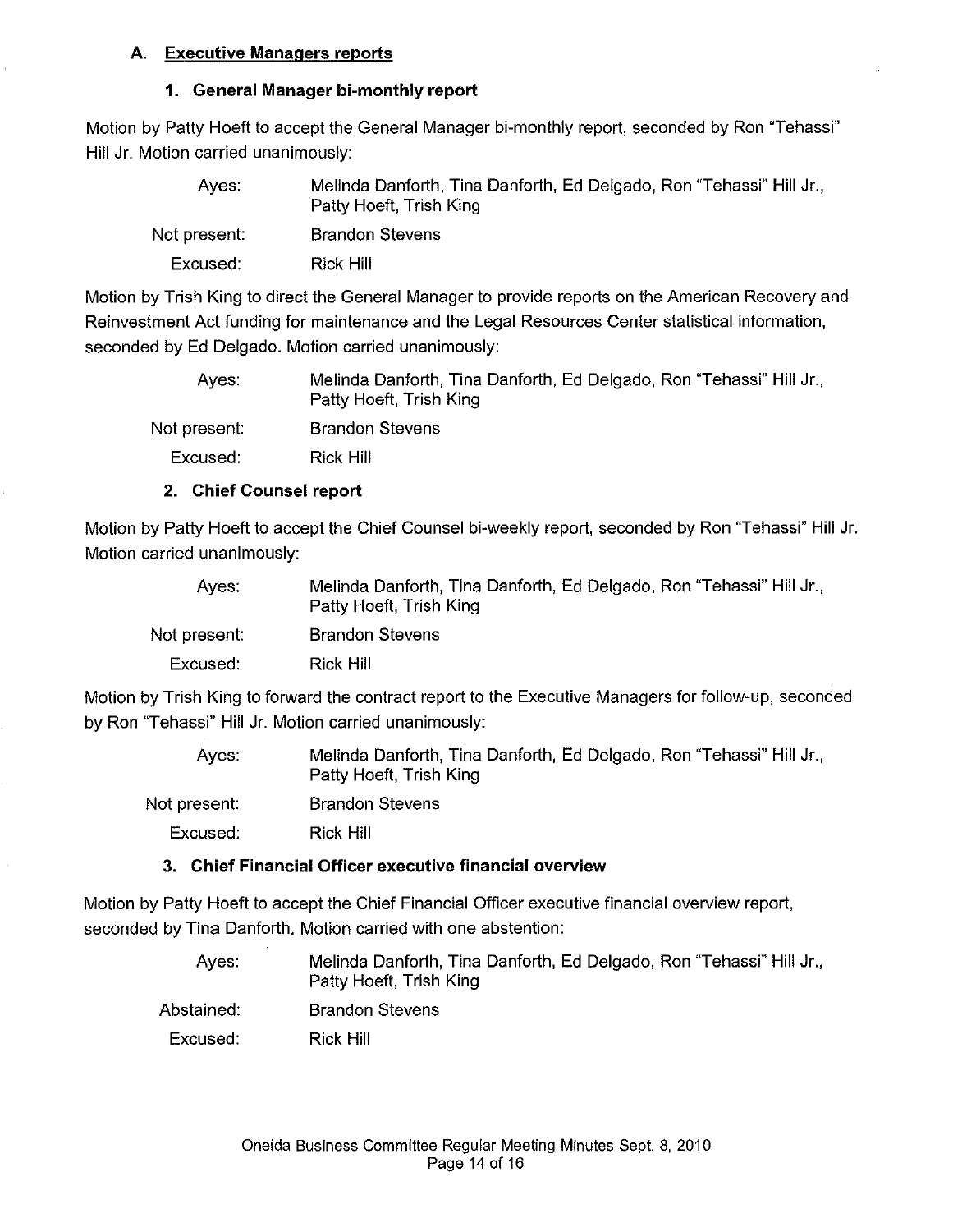### A. Executive Managers reports

#### 1. General Manager bi-monthly report

Motion by Patty Hoeft to accept the General Manager bi-monthly report, seconded by Ron "Tehassi" Hill Jr. Motion carried unanimously:

| | |
|---|---|
| Ayes: | Melinda Danforth, Tina Danforth, Ed Delgado, Ron "Tehassi" Hill Jr., Patty Hoeft, Trish King |
| Not present: | Brandon Stevens |
| Excused: | Rick Hill |

Motion by Trish King to direct the General Manager to provide reports on the American Recovery and Reinvestment Act funding for maintenance and the Legal Resources Center statistical information, seconded by Ed Delgado. Motion carried unanimously:

| | |
|---|---|
| Ayes: | Melinda Danforth, Tina Danforth, Ed Delgado, Ron "Tehassi" Hill Jr., Patty Hoeft, Trish King |
| Not present: | Brandon Stevens |
| Excused: | Rick Hill |

#### 2. Chief Counsel report

Motion by Patty Hoeft to accept the Chief Counsel bi-weekly report, seconded by Ron "Tehassi" Hill Jr. Motion carried unanimously:

| | |
|---|---|
| Ayes: | Melinda Danforth, Tina Danforth, Ed Delgado, Ron "Tehassi" Hill Jr., Patty Hoeft, Trish King |
| Not present: | Brandon Stevens |
| Excused: | Rick Hill |

Motion by Trish King to forward the contract report to the Executive Managers for follow-up, seconded by Ron "Tehassi" Hill Jr. Motion carried unanimously:

| | |
|---|---|
| Ayes: | Melinda Danforth, Tina Danforth, Ed Delgado, Ron "Tehassi" Hill Jr., Patty Hoeft, Trish King |
| Not present: | Brandon Stevens |
| Excused: | Rick Hill |

#### 3. Chief Financial Officer executive financial overview

Motion by Patty Hoeft to accept the Chief Financial Officer executive financial overview report, seconded by Tina Danforth. Motion carried with one abstention:

| | |
|---|---|
| Ayes: | Melinda Danforth, Tina Danforth, Ed Delgado, Ron "Tehassi" Hill Jr., Patty Hoeft, Trish King |
| Abstained: | Brandon Stevens |
| Excused: | Rick Hill |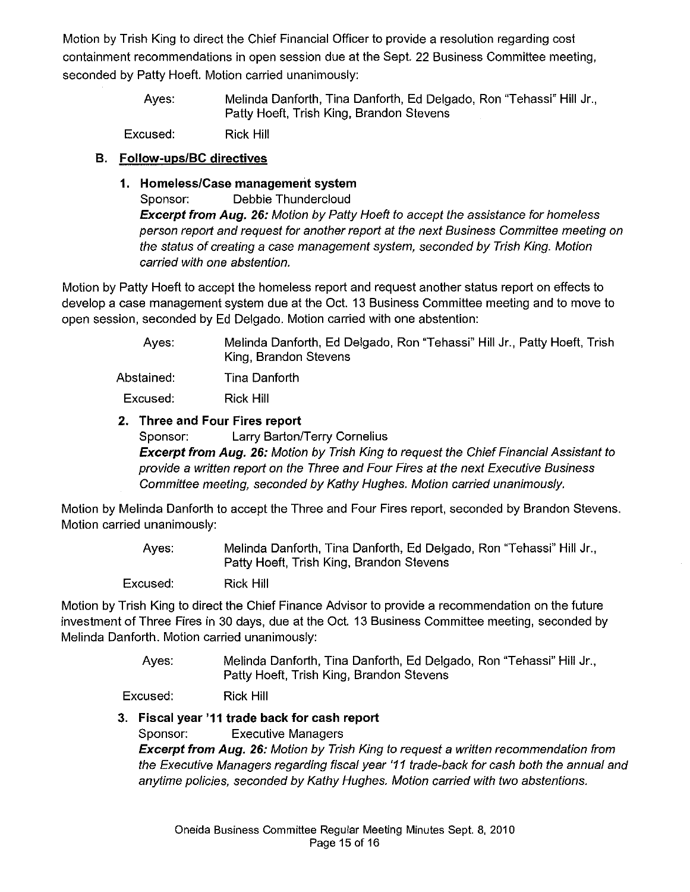Motion by Trish King to direct the Chief Financial Officer to provide a resolution regarding cost containment recommendations in open session due at the Sept. 22 Business Committee meeting, seconded by Patty Hoeft. Motion carried unanimously:

Ayes: Melinda Danforth, Tina Danforth, Ed Delgado, Ron "Tehassi" Hill Jr., Patty Hoeft, Trish King, Brandon Stevens

Excused: Rick Hill

### B. Follow-ups/BC directives

#### 1. Homeless/Case management system

Sponsor: Debbie Thundercloud

***Excerpt from Aug. 26:*** *Motion by Patty Hoeft to accept the assistance for homeless person report and request for another report at the next Business Committee meeting on the status of creating a case management system, seconded by Trish King. Motion carried with one abstention.*

Motion by Patty Hoeft to accept the homeless report and request another status report on effects to develop a case management system due at the Oct. 13 Business Committee meeting and to move to open session, seconded by Ed Delgado. Motion carried with one abstention:

Ayes: Melinda Danforth, Ed Delgado, Ron "Tehassi" Hill Jr., Patty Hoeft, Trish King, Brandon Stevens

Abstained: Tina Danforth

Excused: Rick Hill

#### 2. Three and Four Fires report

Sponsor: Larry Barton/Terry Cornelius

***Excerpt from Aug. 26:*** *Motion by Trish King to request the Chief Financial Assistant to provide a written report on the Three and Four Fires at the next Executive Business Committee meeting, seconded by Kathy Hughes. Motion carried unanimously.*

Motion by Melinda Danforth to accept the Three and Four Fires report, seconded by Brandon Stevens. Motion carried unanimously:

Ayes: Melinda Danforth, Tina Danforth, Ed Delgado, Ron "Tehassi" Hill Jr., Patty Hoeft, Trish King, Brandon Stevens

Excused: Rick Hill

Motion by Trish King to direct the Chief Finance Advisor to provide a recommendation on the future investment of Three Fires in 30 days, due at the Oct. 13 Business Committee meeting, seconded by Melinda Danforth. Motion carried unanimously:

Ayes: Melinda Danforth, Tina Danforth, Ed Delgado, Ron "Tehassi" Hill Jr., Patty Hoeft, Trish King, Brandon Stevens

Excused: Rick Hill

#### 3. Fiscal year '11 trade back for cash report

Sponsor: Executive Managers

***Excerpt from Aug. 26:*** *Motion by Trish King to request a written recommendation from the Executive Managers regarding fiscal year '11 trade-back for cash both the annual and anytime policies, seconded by Kathy Hughes. Motion carried with two abstentions.*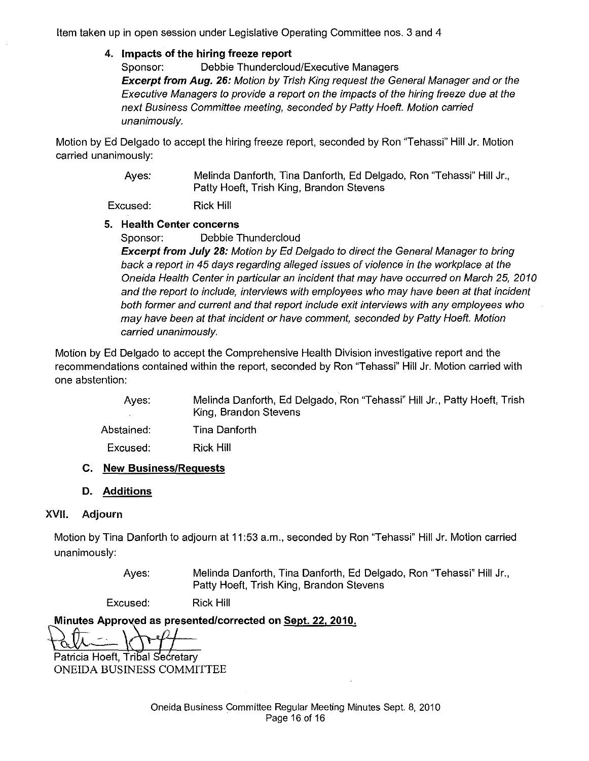Item taken up in open session under Legislative Operating Committee nos. 3 and 4

**4. Impacts of the hiring freeze report**

Sponsor: Debbie Thundercloud/Executive Managers

***Excerpt from Aug. 26:*** *Motion by Trish King request the General Manager and or the Executive Managers to provide a report on the impacts of the hiring freeze due at the next Business Committee meeting, seconded by Patty Hoeft. Motion carried unanimously.*

Motion by Ed Delgado to accept the hiring freeze report, seconded by Ron "Tehassi" Hill Jr. Motion carried unanimously:

Ayes: Melinda Danforth, Tina Danforth, Ed Delgado, Ron "Tehassi" Hill Jr., Patty Hoeft, Trish King, Brandon Stevens

Excused: Rick Hill

**5. Health Center concerns**

Sponsor: Debbie Thundercloud

***Excerpt from July 28:*** *Motion by Ed Delgado to direct the General Manager to bring back a report in 45 days regarding alleged issues of violence in the workplace at the Oneida Health Center in particular an incident that may have occurred on March 25, 2010 and the report to include, interviews with employees who may have been at that incident both former and current and that report include exit interviews with any employees who may have been at that incident or have comment, seconded by Patty Hoeft. Motion carried unanimously.*

Motion by Ed Delgado to accept the Comprehensive Health Division investigative report and the recommendations contained within the report, seconded by Ron "Tehassi" Hill Jr. Motion carried with one abstention:

Ayes: Melinda Danforth, Ed Delgado, Ron "Tehassi" Hill Jr., Patty Hoeft, Trish King, Brandon Stevens

Abstained: Tina Danforth

Excused: Rick Hill

**C. New Business/Requests**

**D. Additions**

## XVII. Adjourn

Motion by Tina Danforth to adjourn at 11:53 a.m., seconded by Ron "Tehassi" Hill Jr. Motion carried unanimously:

Ayes: Melinda Danforth, Tina Danforth, Ed Delgado, Ron "Tehassi" Hill Jr., Patty Hoeft, Trish King, Brandon Stevens

Excused: Rick Hill

**Minutes Approved as presented/corrected on Sept. 22, 2010.**

Patricia Hoeft, Tribal Secretary
ONEIDA BUSINESS COMMITTEE